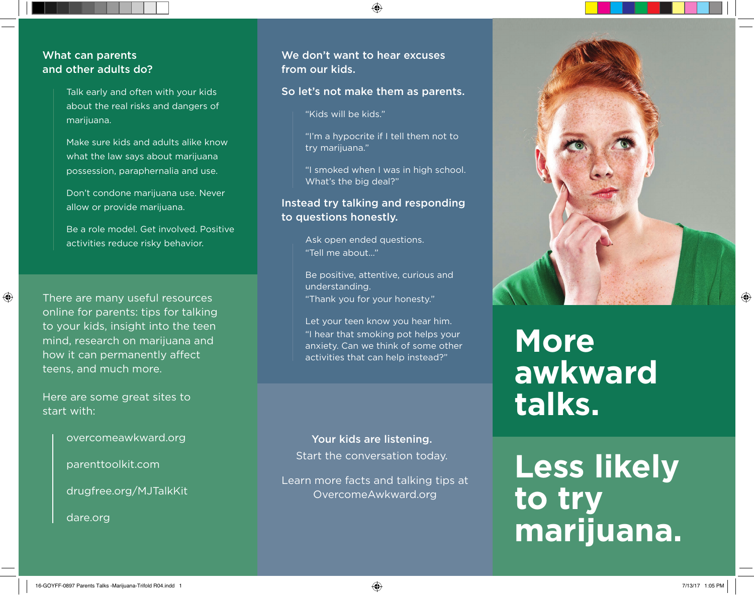## What can parents and other adults do?

Talk early and often with your kids about the real risks and dangers of marijuana.

Make sure kids and adults alike know what the law says about marijuana possession, paraphernalia and use.

Don't condone marijuana use. Never allow or provide marijuana.

Be a role model. Get involved. Positive activities reduce risky behavior.

There are many useful resources online for parents: tips for talking to your kids, insight into the teen mind, research on marijuana and how it can permanently affect teens, and much more.

Here are some great sites to start with:

- overcomeawkward.org
- parenttoolkit.com
- drugfree.org/MJTalkKit
- dare.org

## We don't want to hear excuses from our kids.

## So let's not make them as parents.

"Kids will be kids."

"I'm a hypocrite if I tell them not to try marijuana."

"I smoked when I was in high school. What's the big deal?"

## Instead try talking and responding to questions honestly.

Ask open ended questions.
"Tell me about..."

Be positive, attentive, curious and understanding.
"Thank you for your honesty."

Let your teen know you hear him.
"I hear that smoking pot helps your anxiety. Can we think of some other activities that can help instead?"

**Your kids are listening.**
Start the conversation today.

Learn more facts and talking tips at OvercomeAwkward.org

# More awkward talks.

# Less likely to try marijuana.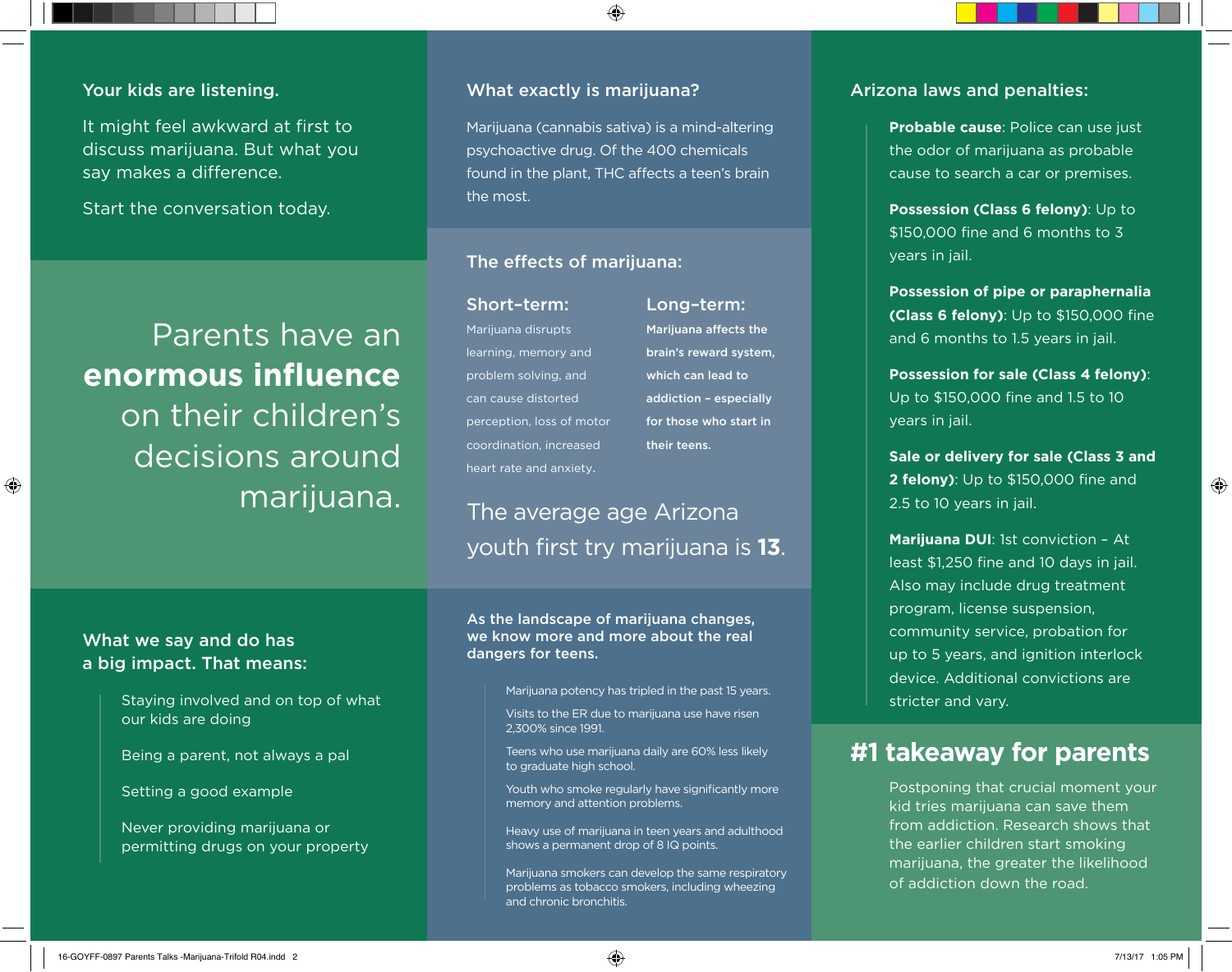## Your kids are listening.

It might feel awkward at first to discuss marijuana. But what you say makes a difference.

Start the conversation today.

Parents have an **enormous influence** on their children's decisions around marijuana.

## What we say and do has a big impact. That means:

- Staying involved and on top of what our kids are doing
- Being a parent, not always a pal
- Setting a good example
- Never providing marijuana or permitting drugs on your property

## What exactly is marijuana?

Marijuana (cannabis sativa) is a mind-altering psychoactive drug. Of the 400 chemicals found in the plant, THC affects a teen's brain the most.

## The effects of marijuana:

### Short-term:

Marijuana disrupts learning, memory and problem solving, and can cause distorted perception, loss of motor coordination, increased heart rate and anxiety.

### Long-term:

**Marijuana affects the brain's reward system, which can lead to addiction – especially for those who start in their teens.**

The average age Arizona youth first try marijuana is **13**.

**As the landscape of marijuana changes, we know more and more about the real dangers for teens.**

- Marijuana potency has tripled in the past 15 years.
- Visits to the ER due to marijuana use have risen 2,300% since 1991.
- Teens who use marijuana daily are 60% less likely to graduate high school.
- Youth who smoke regularly have significantly more memory and attention problems.
- Heavy use of marijuana in teen years and adulthood shows a permanent drop of 8 IQ points.
- Marijuana smokers can develop the same respiratory problems as tobacco smokers, including wheezing and chronic bronchitis.

## Arizona laws and penalties:

**Probable cause**: Police can use just the odor of marijuana as probable cause to search a car or premises.

**Possession (Class 6 felony)**: Up to $150,000 fine and 6 months to 3 years in jail.

**Possession of pipe or paraphernalia (Class 6 felony)**: Up to $150,000 fine and 6 months to 1.5 years in jail.

**Possession for sale (Class 4 felony)**: Up to $150,000 fine and 1.5 to 10 years in jail.

**Sale or delivery for sale (Class 3 and 2 felony)**: Up to $150,000 fine and 2.5 to 10 years in jail.

**Marijuana DUI**: 1st conviction – At least $1,250 fine and 10 days in jail. Also may include drug treatment program, license suspension, community service, probation for up to 5 years, and ignition interlock device. Additional convictions are stricter and vary.

## #1 takeaway for parents

Postponing that crucial moment your kid tries marijuana can save them from addiction. Research shows that the earlier children start smoking marijuana, the greater the likelihood of addiction down the road.